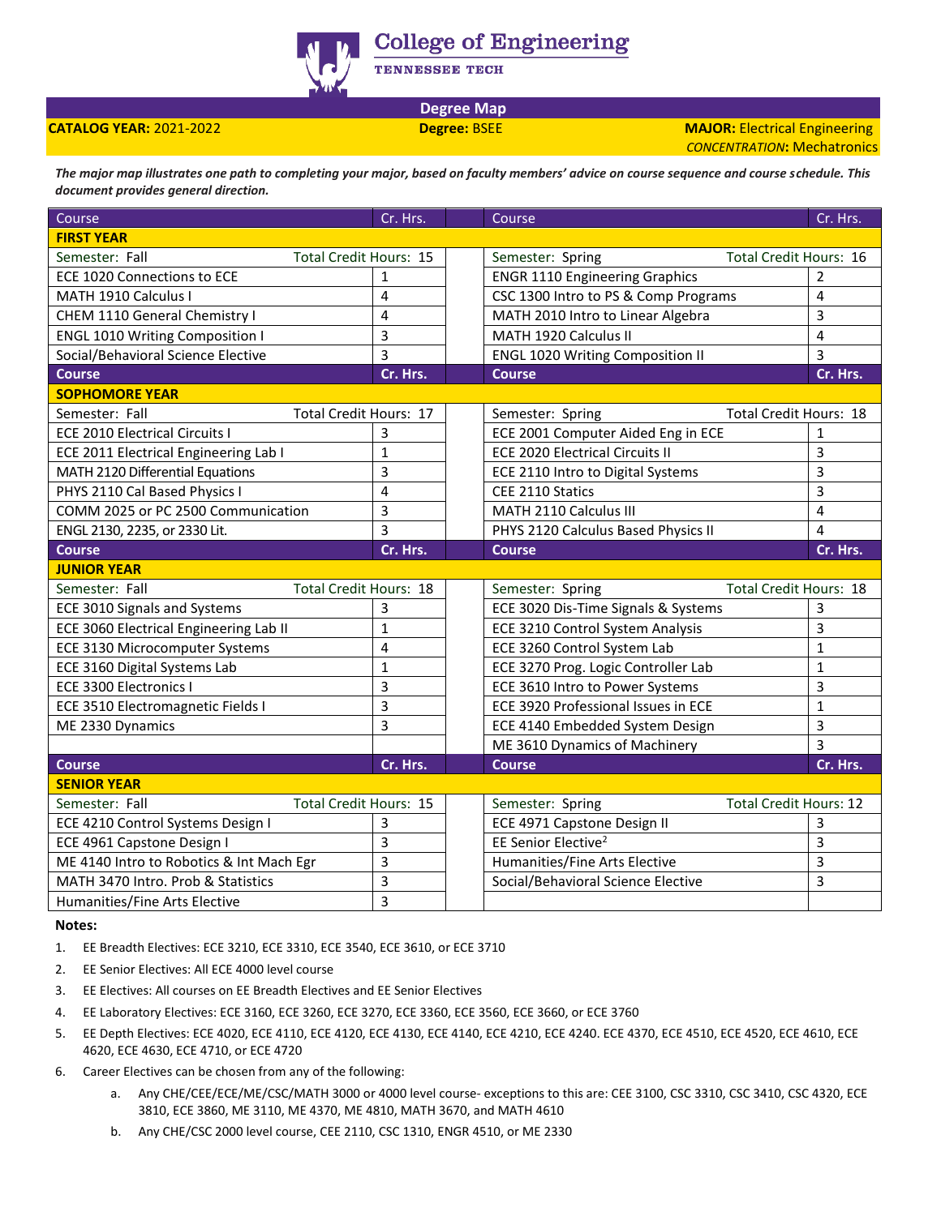# College of Engineering

TENNESSEE TECH

## Degree Map

**CATALOG YEAR:** 2021-2022 | **Degree:** BSEE | **MAJOR:** Electrical Engineering | *CONCENTRATION*: Mechatronics

***The major map illustrates one path to completing your major, based on faculty members' advice on course sequence and course schedule. This document provides general direction.***

| Course | Cr. Hrs. | Course | Cr. Hrs. |
|---|---|---|---|
| **FIRST YEAR** | | | |
| Semester: Fall — Total Credit Hours: 15 | | Semester: Spring — Total Credit Hours: 16 | |
| ECE 1020 Connections to ECE | 1 | ENGR 1110 Engineering Graphics | 2 |
| MATH 1910 Calculus I | 4 | CSC 1300 Intro to PS & Comp Programs | 4 |
| CHEM 1110 General Chemistry I | 4 | MATH 2010 Intro to Linear Algebra | 3 |
| ENGL 1010 Writing Composition I | 3 | MATH 1920 Calculus II | 4 |
| Social/Behavioral Science Elective | 3 | ENGL 1020 Writing Composition II | 3 |
| **Course** | **Cr. Hrs.** | **Course** | **Cr. Hrs.** |
| **SOPHOMORE YEAR** | | | |
| Semester: Fall — Total Credit Hours: 17 | | Semester: Spring — Total Credit Hours: 18 | |
| ECE 2010 Electrical Circuits I | 3 | ECE 2001 Computer Aided Eng in ECE | 1 |
| ECE 2011 Electrical Engineering Lab I | 1 | ECE 2020 Electrical Circuits II | 3 |
| MATH 2120 Differential Equations | 3 | ECE 2110 Intro to Digital Systems | 3 |
| PHYS 2110 Cal Based Physics I | 4 | CEE 2110 Statics | 3 |
| COMM 2025 or PC 2500 Communication | 3 | MATH 2110 Calculus III | 4 |
| ENGL 2130, 2235, or 2330 Lit. | 3 | PHYS 2120 Calculus Based Physics II | 4 |
| **Course** | **Cr. Hrs.** | **Course** | **Cr. Hrs.** |
| **JUNIOR YEAR** | | | |
| Semester: Fall — Total Credit Hours: 18 | | Semester: Spring — Total Credit Hours: 18 | |
| ECE 3010 Signals and Systems | 3 | ECE 3020 Dis-Time Signals & Systems | 3 |
| ECE 3060 Electrical Engineering Lab II | 1 | ECE 3210 Control System Analysis | 3 |
| ECE 3130 Microcomputer Systems | 4 | ECE 3260 Control System Lab | 1 |
| ECE 3160 Digital Systems Lab | 1 | ECE 3270 Prog. Logic Controller Lab | 1 |
| ECE 3300 Electronics I | 3 | ECE 3610 Intro to Power Systems | 3 |
| ECE 3510 Electromagnetic Fields I | 3 | ECE 3920 Professional Issues in ECE | 1 |
| ME 2330 Dynamics | 3 | ECE 4140 Embedded System Design | 3 |
| | | ME 3610 Dynamics of Machinery | 3 |
| **Course** | **Cr. Hrs.** | **Course** | **Cr. Hrs.** |
| **SENIOR YEAR** | | | |
| Semester: Fall — Total Credit Hours: 15 | | Semester: Spring — Total Credit Hours: 12 | |
| ECE 4210 Control Systems Design I | 3 | ECE 4971 Capstone Design II | 3 |
| ECE 4961 Capstone Design I | 3 | EE Senior Elective[2] | 3 |
| ME 4140 Intro to Robotics & Int Mach Egr | 3 | Humanities/Fine Arts Elective | 3 |
| MATH 3470 Intro. Prob & Statistics | 3 | Social/Behavioral Science Elective | 3 |
| Humanities/Fine Arts Elective | 3 | | |

**Notes:**

1. EE Breadth Electives: ECE 3210, ECE 3310, ECE 3540, ECE 3610, or ECE 3710
2. EE Senior Electives: All ECE 4000 level course
3. EE Electives: All courses on EE Breadth Electives and EE Senior Electives
4. EE Laboratory Electives: ECE 3160, ECE 3260, ECE 3270, ECE 3360, ECE 3560, ECE 3660, or ECE 3760
5. EE Depth Electives: ECE 4020, ECE 4110, ECE 4120, ECE 4130, ECE 4140, ECE 4210, ECE 4240. ECE 4370, ECE 4510, ECE 4520, ECE 4610, ECE 4620, ECE 4630, ECE 4710, or ECE 4720
6. Career Electives can be chosen from any of the following:
   a. Any CHE/CEE/ECE/ME/CSC/MATH 3000 or 4000 level course- exceptions to this are: CEE 3100, CSC 3310, CSC 3410, CSC 4320, ECE 3810, ECE 3860, ME 3110, ME 4370, ME 4810, MATH 3670, and MATH 4610
   b. Any CHE/CSC 2000 level course, CEE 2110, CSC 1310, ENGR 4510, or ME 2330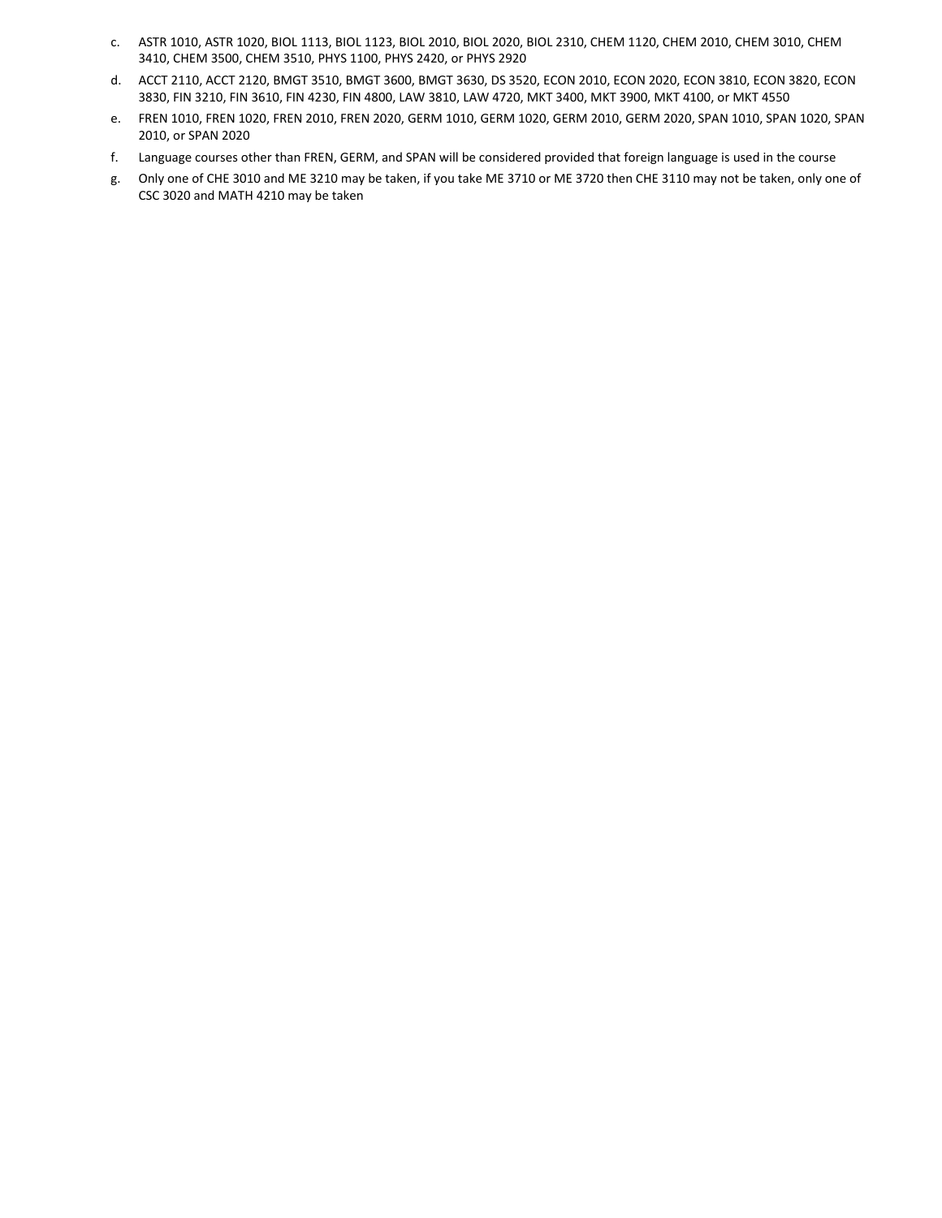c. ASTR 1010, ASTR 1020, BIOL 1113, BIOL 1123, BIOL 2010, BIOL 2020, BIOL 2310, CHEM 1120, CHEM 2010, CHEM 3010, CHEM 3410, CHEM 3500, CHEM 3510, PHYS 1100, PHYS 2420, or PHYS 2920

d. ACCT 2110, ACCT 2120, BMGT 3510, BMGT 3600, BMGT 3630, DS 3520, ECON 2010, ECON 2020, ECON 3810, ECON 3820, ECON 3830, FIN 3210, FIN 3610, FIN 4230, FIN 4800, LAW 3810, LAW 4720, MKT 3400, MKT 3900, MKT 4100, or MKT 4550

e. FREN 1010, FREN 1020, FREN 2010, FREN 2020, GERM 1010, GERM 1020, GERM 2010, GERM 2020, SPAN 1010, SPAN 1020, SPAN 2010, or SPAN 2020

f. Language courses other than FREN, GERM, and SPAN will be considered provided that foreign language is used in the course

g. Only one of CHE 3010 and ME 3210 may be taken, if you take ME 3710 or ME 3720 then CHE 3110 may not be taken, only one of CSC 3020 and MATH 4210 may be taken